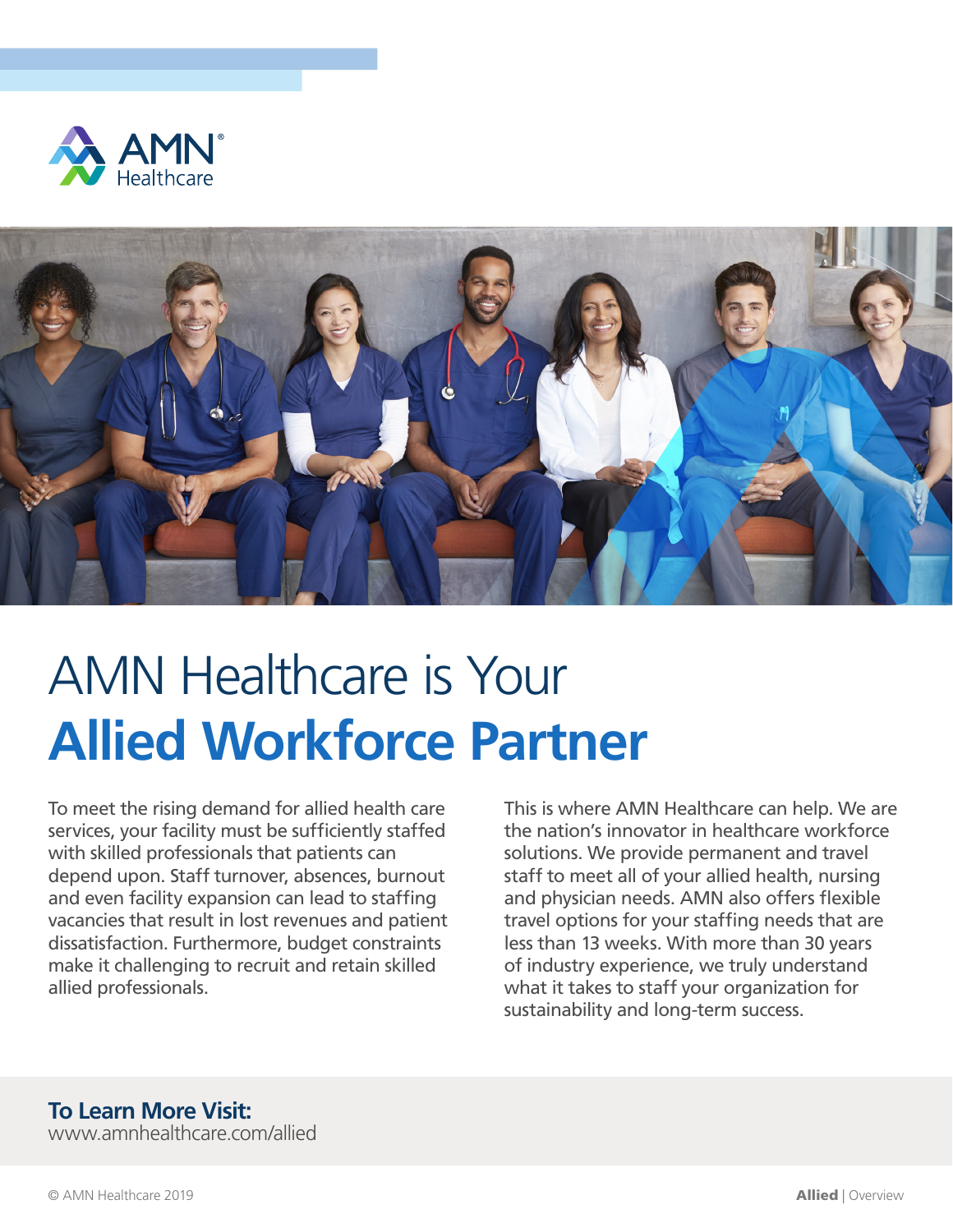AMN Healthcare

# AMN Healthcare is Your **Allied Workforce Partner**

To meet the rising demand for allied health care services, your facility must be sufficiently staffed with skilled professionals that patients can depend upon. Staff turnover, absences, burnout and even facility expansion can lead to staffing vacancies that result in lost revenues and patient dissatisfaction. Furthermore, budget constraints make it challenging to recruit and retain skilled allied professionals.

This is where AMN Healthcare can help. We are the nation's innovator in healthcare workforce solutions. We provide permanent and travel staff to meet all of your allied health, nursing and physician needs. AMN also offers flexible travel options for your staffing needs that are less than 13 weeks. With more than 30 years of industry experience, we truly understand what it takes to staff your organization for sustainability and long-term success.

**To Learn More Visit:**
www.amnhealthcare.com/allied

© AMN Healthcare 2019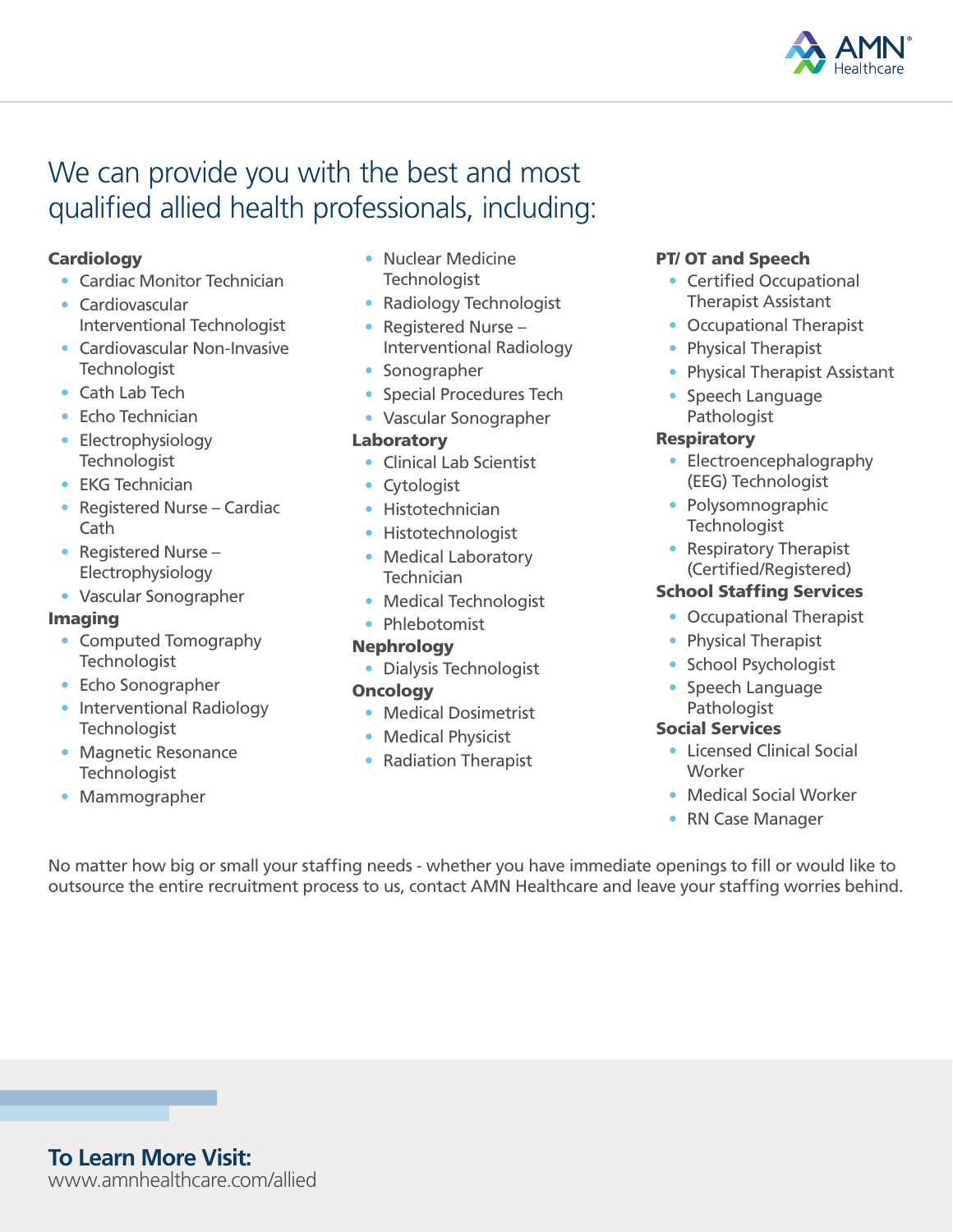# We can provide you with the best and most qualified allied health professionals, including:

**Cardiology**

- Cardiac Monitor Technician
- Cardiovascular Interventional Technologist
- Cardiovascular Non-Invasive Technologist
- Cath Lab Tech
- Echo Technician
- Electrophysiology Technologist
- EKG Technician
- Registered Nurse – Cardiac Cath
- Registered Nurse – Electrophysiology
- Vascular Sonographer

**Imaging**

- Computed Tomography Technologist
- Echo Sonographer
- Interventional Radiology Technologist
- Magnetic Resonance Technologist
- Mammographer
- Nuclear Medicine Technologist
- Radiology Technologist
- Registered Nurse – Interventional Radiology
- Sonographer
- Special Procedures Tech
- Vascular Sonographer

**Laboratory**

- Clinical Lab Scientist
- Cytologist
- Histotechnician
- Histotechnologist
- Medical Laboratory Technician
- Medical Technologist
- Phlebotomist

**Nephrology**

- Dialysis Technologist

**Oncology**

- Medical Dosimetrist
- Medical Physicist
- Radiation Therapist

**PT/ OT and Speech**

- Certified Occupational Therapist Assistant
- Occupational Therapist
- Physical Therapist
- Physical Therapist Assistant
- Speech Language Pathologist

**Respiratory**

- Electroencephalography (EEG) Technologist
- Polysomnographic Technologist
- Respiratory Therapist (Certified/Registered)

**School Staffing Services**

- Occupational Therapist
- Physical Therapist
- School Psychologist
- Speech Language Pathologist

**Social Services**

- Licensed Clinical Social Worker
- Medical Social Worker
- RN Case Manager

No matter how big or small your staffing needs - whether you have immediate openings to fill or would like to outsource the entire recruitment process to us, contact AMN Healthcare and leave your staffing worries behind.

**To Learn More Visit:**
www.amnhealthcare.com/allied